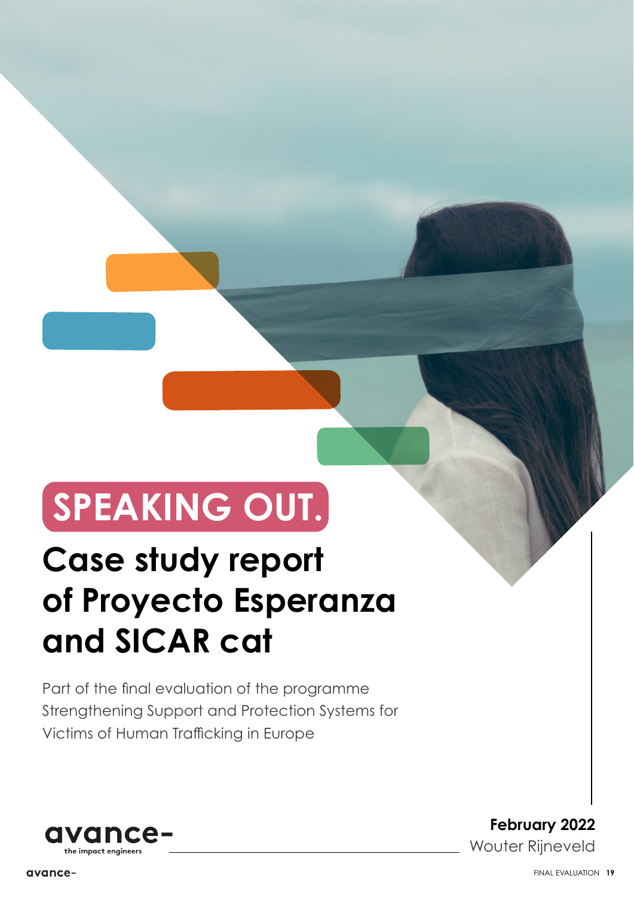# SPEAKING OUT.

## Case study report of Proyecto Esperanza and SICAR cat

Part of the final evaluation of the programme Strengthening Support and Protection Systems for Victims of Human Trafficking in Europe

avance-
the impact engineers

**February 2022**
Wouter Rijneveld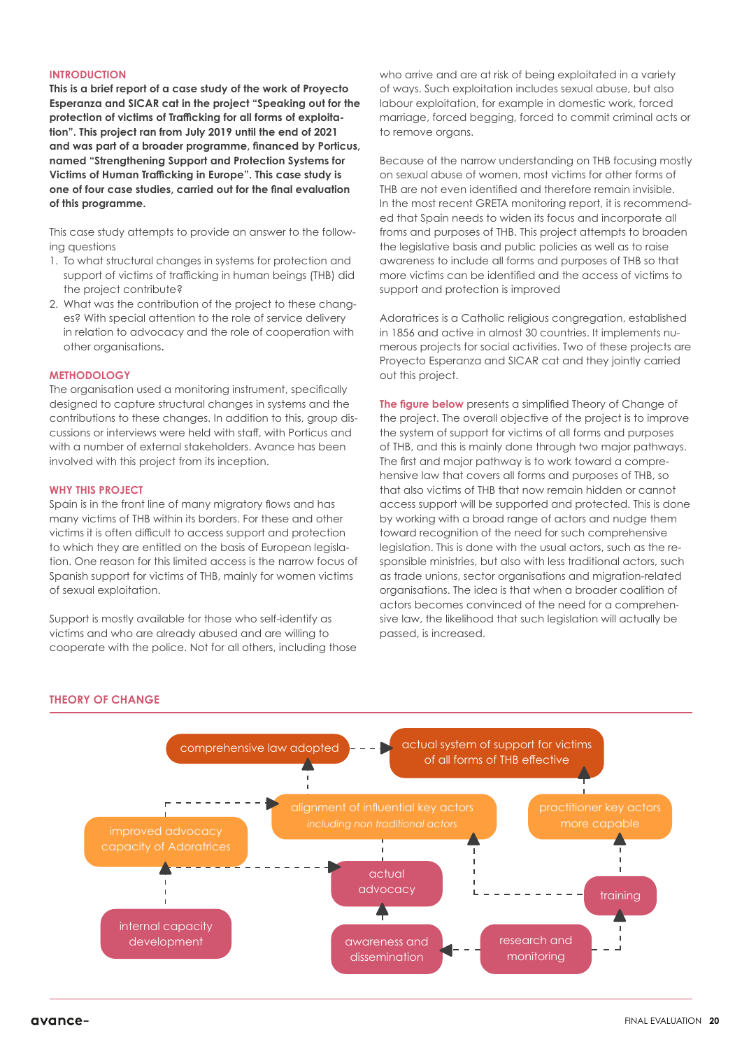## INTRODUCTION

**This is a brief report of a case study of the work of Proyecto Esperanza and SICAR cat in the project "Speaking out for the protection of victims of Trafficking for all forms of exploitation". This project ran from July 2019 until the end of 2021 and was part of a broader programme, financed by Porticus, named "Strengthening Support and Protection Systems for Victims of Human Trafficking in Europe". This case study is one of four case studies, carried out for the final evaluation of this programme.**

This case study attempts to provide an answer to the following questions

1. To what structural changes in systems for protection and support of victims of trafficking in human beings (THB) did the project contribute?
2. What was the contribution of the project to these changes? With special attention to the role of service delivery in relation to advocacy and the role of cooperation with other organisations.

## METHODOLOGY

The organisation used a monitoring instrument, specifically designed to capture structural changes in systems and the contributions to these changes. In addition to this, group discussions or interviews were held with staff, with Porticus and with a number of external stakeholders. Avance has been involved with this project from its inception.

## WHY THIS PROJECT

Spain is in the front line of many migratory flows and has many victims of THB within its borders. For these and other victims it is often difficult to access support and protection to which they are entitled on the basis of European legislation. One reason for this limited access is the narrow focus of Spanish support for victims of THB, mainly for women victims of sexual exploitation.

Support is mostly available for those who self-identify as victims and who are already abused and are willing to cooperate with the police. Not for all others, including those who arrive and are at risk of being exploited in a variety of ways. Such exploitation includes sexual abuse, but also labour exploitation, for example in domestic work, forced marriage, forced begging, forced to commit criminal acts or to remove organs.

Because of the narrow understanding on THB focusing mostly on sexual abuse of women, most victims for other forms of THB are not even identified and therefore remain invisible. In the most recent GRETA monitoring report, it is recommended that Spain needs to widen its focus and incorporate all froms and purposes of THB. This project attempts to broaden the legislative basis and public policies as well as to raise awareness to include all forms and purposes of THB so that more victims can be identified and the access of victims to support and protection is improved

Adoratrices is a Catholic religious congregation, established in 1856 and active in almost 30 countries. It implements numerous projects for social activities. Two of these projects are Proyecto Esperanza and SICAR cat and they jointly carried out this project.

The figure below presents a simplified Theory of Change of the project. The overall objective of the project is to improve the system of support for victims of all forms and purposes of THB, and this is mainly done through two major pathways. The first and major pathway is to work toward a comprehensive law that covers all forms and purposes of THB, so that also victims of THB that now remain hidden or cannot access support will be supported and protected. This is done by working with a broad range of actors and nudge them toward recognition of the need for such comprehensive legislation. This is done with the usual actors, such as the responsible ministries, but also with less traditional actors, such as trade unions, sector organisations and migration-related organisations. The idea is that when a broader coalition of actors becomes convinced of the need for a comprehensive law, the likelihood that such legislation will actually be passed, is increased.

## THEORY OF CHANGE

- internal capacity development → improved advocacy capacity of Adoratrices
- improved advocacy capacity of Adoratrices → alignment of influential key actors *including non traditional actors*
- improved advocacy capacity of Adoratrices → actual advocacy
- research and monitoring → awareness and dissemination
- research and monitoring → training
- awareness and dissemination → actual advocacy
- actual advocacy → alignment of influential key actors *including non traditional actors*
- training → alignment of influential key actors *including non traditional actors*
- training → practitioner key actors more capable
- alignment of influential key actors *including non traditional actors* → comprehensive law adopted
- comprehensive law adopted → actual system of support for victims of all forms of THB effective
- practitioner key actors more capable → actual system of support for victims of all forms of THB effective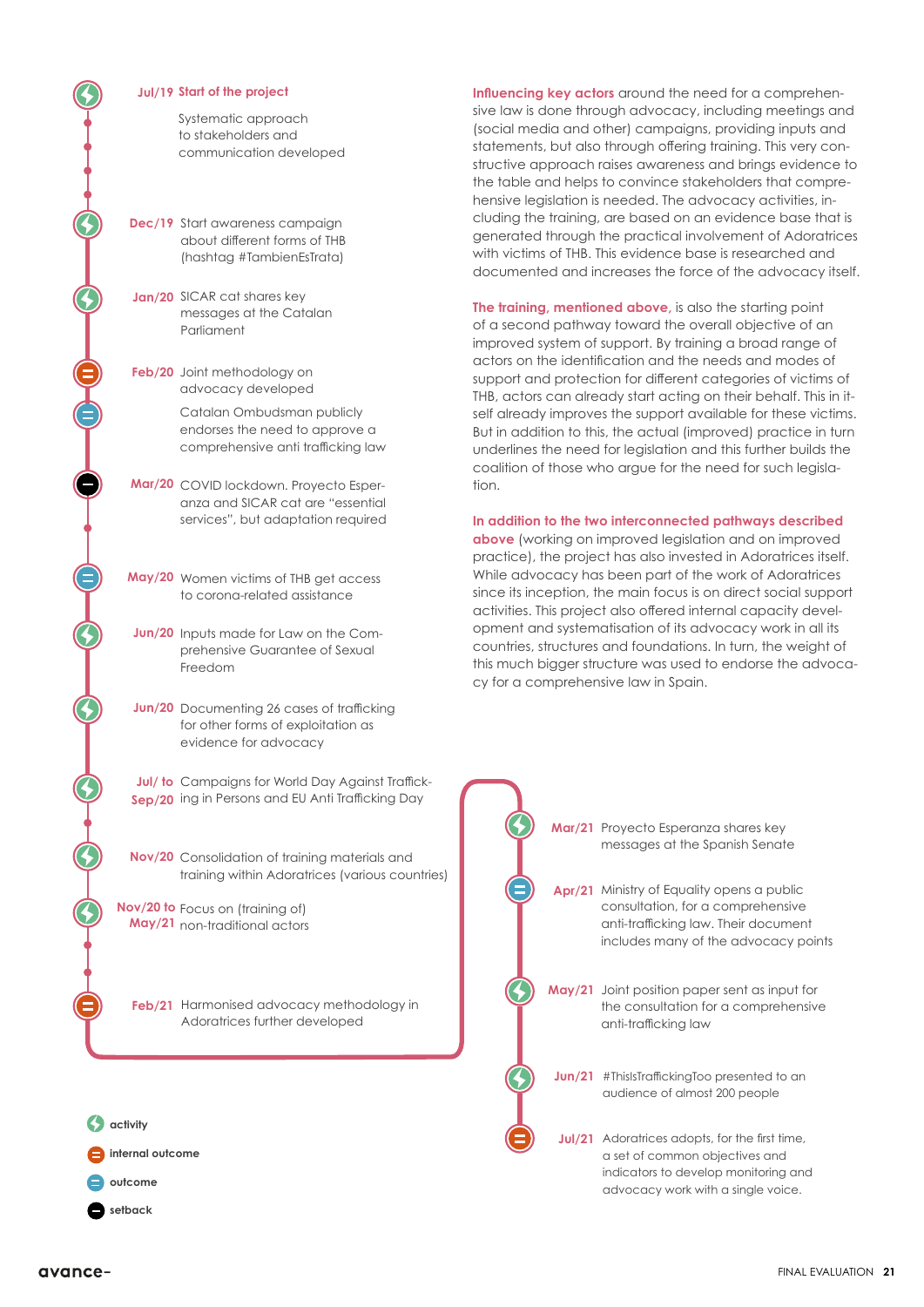**Jul/19 Start of the project**

Systematic approach to stakeholders and communication developed

**Dec/19** Start awareness campaign about different forms of THB (hashtag #TambienEsTrata)

**Jan/20** SICAR cat shares key messages at the Catalan Parliament

**Feb/20** Joint methodology on advocacy developed

Catalan Ombudsman publicly endorses the need to approve a comprehensive anti trafficking law

**Mar/20** COVID lockdown. Proyecto Esperanza and SICAR cat are "essential services", but adaptation required

**May/20** Women victims of THB get access to corona-related assistance

**Jun/20** Inputs made for Law on the Comprehensive Guarantee of Sexual Freedom

**Jun/20** Documenting 26 cases of trafficking for other forms of exploitation as evidence for advocacy

**Jul/ to Sep/20** Campaigns for World Day Against Trafficking in Persons and EU Anti Trafficking Day

**Nov/20** Consolidation of training materials and training within Adoratrices (various countries)

**Nov/20 to May/21** Focus on (training of) non-traditional actors

**Feb/21** Harmonised advocacy methodology in Adoratrices further developed

**Mar/21** Proyecto Esperanza shares key messages at the Spanish Senate

**Apr/21** Ministry of Equality opens a public consultation, for a comprehensive anti-trafficking law. Their document includes many of the advocacy points

**May/21** Joint position paper sent as input for the consultation for a comprehensive anti-trafficking law

**Jun/21** #ThisIsTraffickingToo presented to an audience of almost 200 people

**Jul/21** Adoratrices adopts, for the first time, a set of common objectives and indicators to develop monitoring and advocacy work with a single voice.

- **activity**
- **internal outcome**
- **outcome**
- **setback**

**Influencing key actors** around the need for a comprehensive law is done through advocacy, including meetings and (social media and other) campaigns, providing inputs and statements, but also through offering training. This very constructive approach raises awareness and brings evidence to the table and helps to convince stakeholders that comprehensive legislation is needed. The advocacy activities, including the training, are based on an evidence base that is generated through the practical involvement of Adoratrices with victims of THB. This evidence base is researched and documented and increases the force of the advocacy itself.

**The training, mentioned above**, is also the starting point of a second pathway toward the overall objective of an improved system of support. By training a broad range of actors on the identification and the needs and modes of support and protection for different categories of victims of THB, actors can already start acting on their behalf. This in itself already improves the support available for these victims. But in addition to this, the actual (improved) practice in turn underlines the need for legislation and this further builds the coalition of those who argue for the need for such legislation.

**In addition to the two interconnected pathways described above** (working on improved legislation and on improved practice), the project has also invested in Adoratrices itself. While advocacy has been part of the work of Adoratrices since its inception, the main focus is on direct social support activities. This project also offered internal capacity development and systematisation of its advocacy work in all its countries, structures and foundations. In turn, the weight of this much bigger structure was used to endorse the advocacy for a comprehensive law in Spain.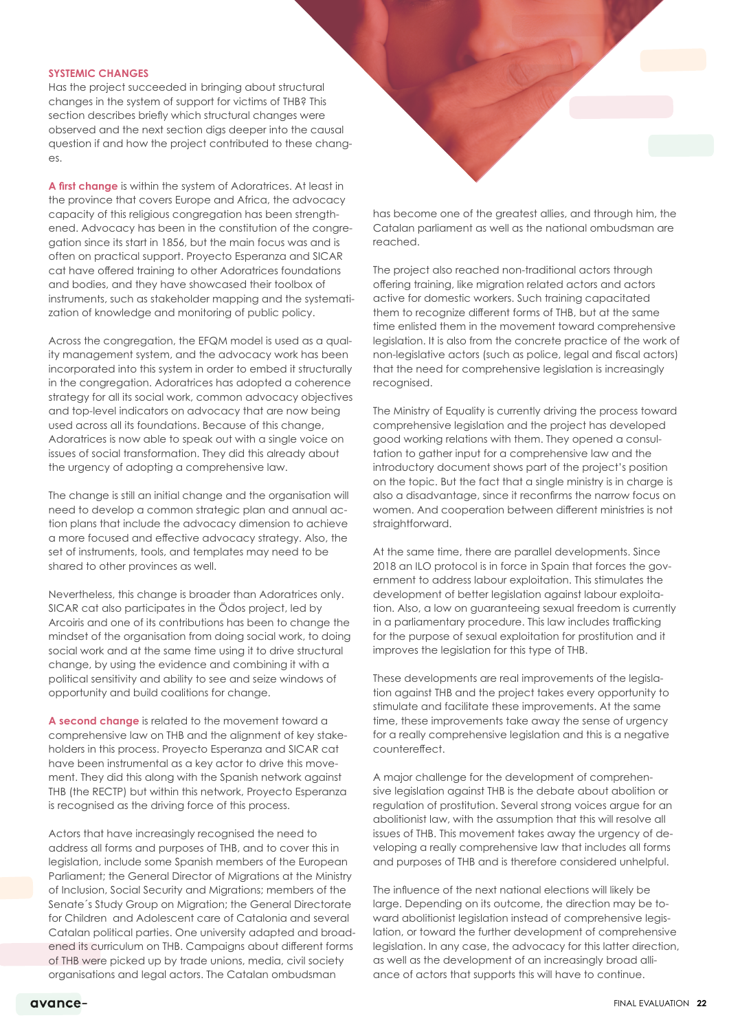## SYSTEMIC CHANGES

Has the project succeeded in bringing about structural changes in the system of support for victims of THB? This section describes briefly which structural changes were observed and the next section digs deeper into the causal question if and how the project contributed to these changes.

**A first change** is within the system of Adoratrices. At least in the province that covers Europe and Africa, the advocacy capacity of this religious congregation has been strengthened. Advocacy has been in the constitution of the congregation since its start in 1856, but the main focus was and is often on practical support. Proyecto Esperanza and SICAR cat have offered training to other Adoratrices foundations and bodies, and they have showcased their toolbox of instruments, such as stakeholder mapping and the systematization of knowledge and monitoring of public policy.

Across the congregation, the EFQM model is used as a quality management system, and the advocacy work has been incorporated into this system in order to embed it structurally in the congregation. Adoratrices has adopted a coherence strategy for all its social work, common advocacy objectives and top-level indicators on advocacy that are now being used across all its foundations. Because of this change, Adoratrices is now able to speak out with a single voice on issues of social transformation. They did this already about the urgency of adopting a comprehensive law.

The change is still an initial change and the organisation will need to develop a common strategic plan and annual action plans that include the advocacy dimension to achieve a more focused and effective advocacy strategy. Also, the set of instruments, tools, and templates may need to be shared to other provinces as well.

Nevertheless, this change is broader than Adoratrices only. SICAR cat also participates in the Ödos project, led by Arcoiris and one of its contributions has been to change the mindset of the organisation from doing social work, to doing social work and at the same time using it to drive structural change, by using the evidence and combining it with a political sensitivity and ability to see and seize windows of opportunity and build coalitions for change.

**A second change** is related to the movement toward a comprehensive law on THB and the alignment of key stakeholders in this process. Proyecto Esperanza and SICAR cat have been instrumental as a key actor to drive this movement. They did this along with the Spanish network against THB (the RECTP) but within this network, Proyecto Esperanza is recognised as the driving force of this process.

Actors that have increasingly recognised the need to address all forms and purposes of THB, and to cover this in legislation, include some Spanish members of the European Parliament; the General Director of Migrations at the Ministry of Inclusion, Social Security and Migrations; members of the Senate´s Study Group on Migration; the General Directorate for Children and Adolescent care of Catalonia and several Catalan political parties. One university adapted and broadened its curriculum on THB. Campaigns about different forms of THB were picked up by trade unions, media, civil society organisations and legal actors. The Catalan ombudsman has become one of the greatest allies, and through him, the Catalan parliament as well as the national ombudsman are reached.

The project also reached non-traditional actors through offering training, like migration related actors and actors active for domestic workers. Such training capacitated them to recognize different forms of THB, but at the same time enlisted them in the movement toward comprehensive legislation. It is also from the concrete practice of the work of non-legislative actors (such as police, legal and fiscal actors) that the need for comprehensive legislation is increasingly recognised.

The Ministry of Equality is currently driving the process toward comprehensive legislation and the project has developed good working relations with them. They opened a consultation to gather input for a comprehensive law and the introductory document shows part of the project's position on the topic. But the fact that a single ministry is in charge is also a disadvantage, since it reconfirms the narrow focus on women. And cooperation between different ministries is not straightforward.

At the same time, there are parallel developments. Since 2018 an ILO protocol is in force in Spain that forces the government to address labour exploitation. This stimulates the development of better legislation against labour exploitation. Also, a low on guaranteeing sexual freedom is currently in a parliamentary procedure. This law includes trafficking for the purpose of sexual exploitation for prostitution and it improves the legislation for this type of THB.

These developments are real improvements of the legislation against THB and the project takes every opportunity to stimulate and facilitate these improvements. At the same time, these improvements take away the sense of urgency for a really comprehensive legislation and this is a negative countereffect.

A major challenge for the development of comprehensive legislation against THB is the debate about abolition or regulation of prostitution. Several strong voices argue for an abolitionist law, with the assumption that this will resolve all issues of THB. This movement takes away the urgency of developing a really comprehensive law that includes all forms and purposes of THB and is therefore considered unhelpful.

The influence of the next national elections will likely be large. Depending on its outcome, the direction may be toward abolitionist legislation instead of comprehensive legislation, or toward the further development of comprehensive legislation. In any case, the advocacy for this latter direction, as well as the development of an increasingly broad alliance of actors that supports this will have to continue.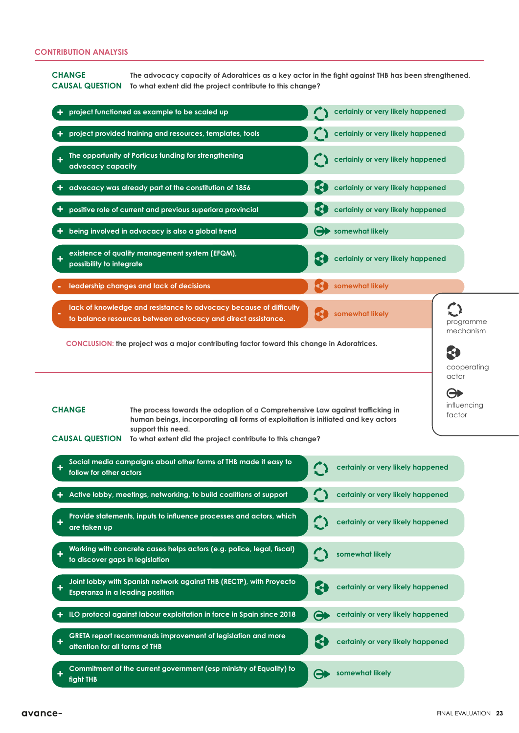## CONTRIBUTION ANALYSIS

**CHANGE** The advocacy capacity of Adoratrices as a key actor in the fight against THB has been strengthened.

**CAUSAL QUESTION** To what extent did the project contribute to this change?

| | Factor | Type | Likelihood |
|---|---|---|---|
| + | project functioned as example to be scaled up | programme mechanism | certainly or very likely happened |
| + | project provided training and resources, templates, tools | programme mechanism | certainly or very likely happened |
| + | The opportunity of Porticus funding for strengthening advocacy capacity | programme mechanism | certainly or very likely happened |
| + | advocacy was already part of the constitution of 1856 | cooperating actor | certainly or very likely happened |
| + | positive role of current and previous superiora provincial | cooperating actor | certainly or very likely happened |
| + | being involved in advocacy is also a global trend | influencing factor | somewhat likely |
| + | existence of quality management system (EFQM), possibility to integrate | cooperating actor | certainly or very likely happened |
| - | leadership changes and lack of decisions | cooperating actor | somewhat likely |
| - | lack of knowledge and resistance to advocacy because of difficulty to balance resources between advocacy and direct assistance. | cooperating actor | somewhat likely |

**CONCLUSION:** the project was a major contributing factor toward this change in Adoratrices.

Legend: programme mechanism; cooperating actor; influencing factor

**CHANGE** The process towards the adoption of a Comprehensive Law against trafficking in human beings, incorporating all forms of exploitation is initiated and key actors support this need.

**CAUSAL QUESTION** To what extent did the project contribute to this change?

| | Factor | Type | Likelihood |
|---|---|---|---|
| + | Social media campaigns about other forms of THB made it easy to follow for other actors | programme mechanism | certainly or very likely happened |
| + | Active lobby, meetings, networking, to build coalitions of support | programme mechanism | certainly or very likely happened |
| + | Provide statements, inputs to influence processes and actors, which are taken up | programme mechanism | certainly or very likely happened |
| + | Working with concrete cases helps actors (e.g. police, legal, fiscal) to discover gaps in legislation | programme mechanism | somewhat likely |
| + | Joint lobby with Spanish network against THB (RECTP), with Proyecto Esperanza in a leading position | cooperating actor | certainly or very likely happened |
| + | ILO protocol against labour exploitation in force in Spain since 2018 | influencing factor | certainly or very likely happened |
| + | GRETA report recommends improvement of legislation and more attention for all forms of THB | cooperating actor | certainly or very likely happened |
| + | Commitment of the current government (esp ministry of Equality) to fight THB | influencing factor | somewhat likely |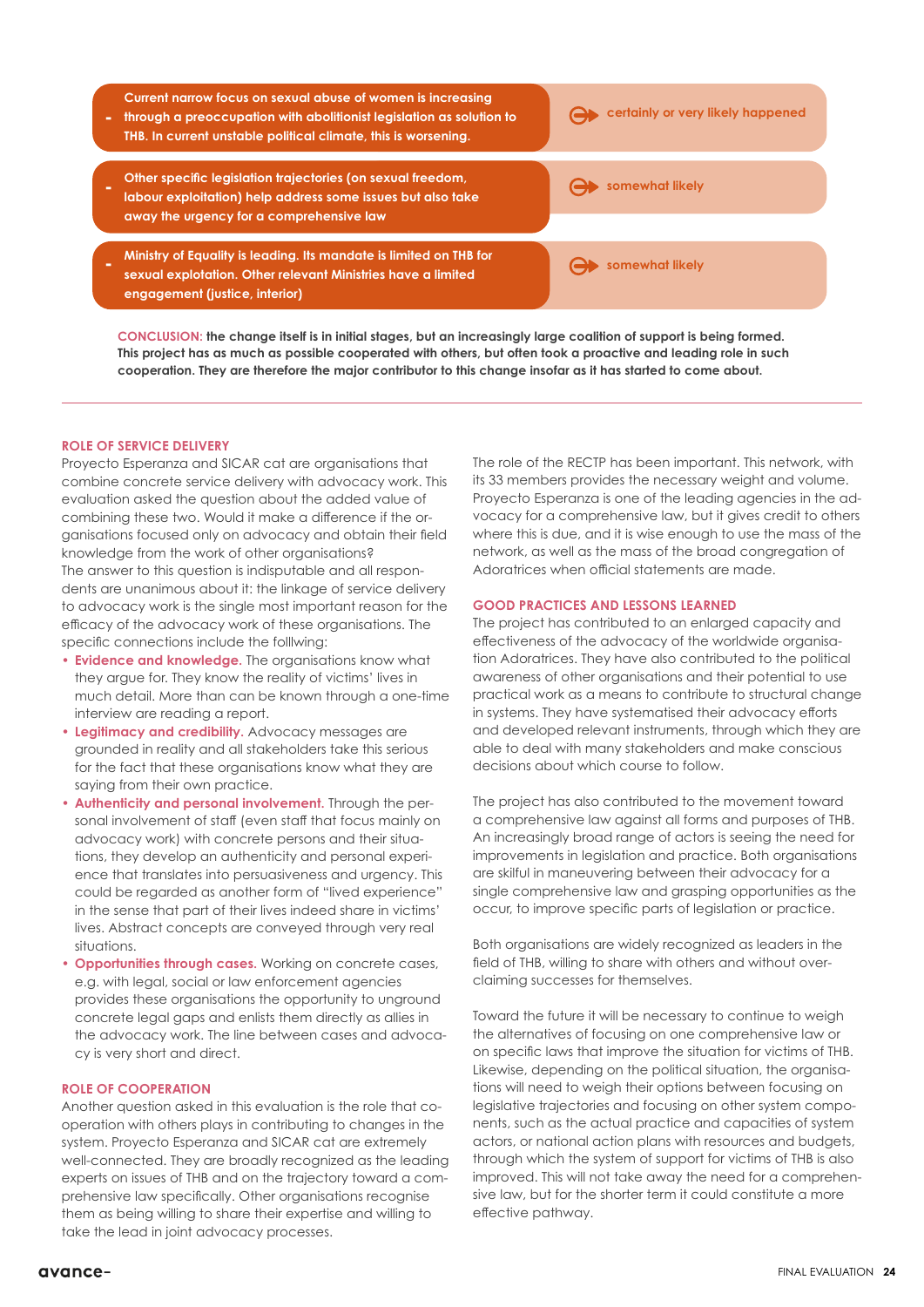| | |
|---|---|
| - Current narrow focus on sexual abuse of women is increasing through a preoccupation with abolitionist legislation as solution to THB. In current unstable political climate, this is worsening. | certainly or very likely happened |
| - Other specific legislation trajectories (on sexual freedom, labour exploitation) help address some issues but also take away the urgency for a comprehensive law | somewhat likely |
| - Ministry of Equality is leading. Its mandate is limited on THB for sexual explotation. Other relevant Ministries have a limited engagement (justice, interior) | somewhat likely |

**CONCLUSION: the change itself is in initial stages, but an increasingly large coalition of support is being formed. This project has as much as possible cooperated with others, but often took a proactive and leading role in such cooperation. They are therefore the major contributor to this change insofar as it has started to come about.**

## ROLE OF SERVICE DELIVERY

Proyecto Esperanza and SICAR cat are organisations that combine concrete service delivery with advocacy work. This evaluation asked the question about the added value of combining these two. Would it make a difference if the organisations focused only on advocacy and obtain their field knowledge from the work of other organisations?

The answer to this question is indisputable and all respondents are unanimous about it: the linkage of service delivery to advocacy work is the single most important reason for the efficacy of the advocacy work of these organisations. The specific connections include the folllwing:

- **Evidence and knowledge.** The organisations know what they argue for. They know the reality of victims' lives in much detail. More than can be known through a one-time interview are reading a report.
- **Legitimacy and credibility.** Advocacy messages are grounded in reality and all stakeholders take this serious for the fact that these organisations know what they are saying from their own practice.
- **Authenticity and personal involvement.** Through the personal involvement of staff (even staff that focus mainly on advocacy work) with concrete persons and their situations, they develop an authenticity and personal experience that translates into persuasiveness and urgency. This could be regarded as another form of "lived experience" in the sense that part of their lives indeed share in victims' lives. Abstract concepts are conveyed through very real situations.
- **Opportunities through cases.** Working on concrete cases, e.g. with legal, social or law enforcement agencies provides these organisations the opportunity to unground concrete legal gaps and enlists them directly as allies in the advocacy work. The line between cases and advocacy is very short and direct.

## ROLE OF COOPERATION

Another question asked in this evaluation is the role that cooperation with others plays in contributing to changes in the system. Proyecto Esperanza and SICAR cat are extremely well-connected. They are broadly recognized as the leading experts on issues of THB and on the trajectory toward a comprehensive law specifically. Other organisations recognise them as being willing to share their expertise and willing to take the lead in joint advocacy processes.

The role of the RECTP has been important. This network, with its 33 members provides the necessary weight and volume. Proyecto Esperanza is one of the leading agencies in the advocacy for a comprehensive law, but it gives credit to others where this is due, and it is wise enough to use the mass of the network, as well as the mass of the broad congregation of Adoratrices when official statements are made.

## GOOD PRACTICES AND LESSONS LEARNED

The project has contributed to an enlarged capacity and effectiveness of the advocacy of the worldwide organisation Adoratrices. They have also contributed to the political awareness of other organisations and their potential to use practical work as a means to contribute to structural change in systems. They have systematised their advocacy efforts and developed relevant instruments, through which they are able to deal with many stakeholders and make conscious decisions about which course to follow.

The project has also contributed to the movement toward a comprehensive law against all forms and purposes of THB. An increasingly broad range of actors is seeing the need for improvements in legislation and practice. Both organisations are skilful in maneuvering between their advocacy for a single comprehensive law and grasping opportunities as the occur, to improve specific parts of legislation or practice.

Both organisations are widely recognized as leaders in the field of THB, willing to share with others and without overclaiming successes for themselves.

Toward the future it will be necessary to continue to weigh the alternatives of focusing on one comprehensive law or on specific laws that improve the situation for victims of THB. Likewise, depending on the political situation, the organisations will need to weigh their options between focusing on legislative trajectories and focusing on other system components, such as the actual practice and capacities of system actors, or national action plans with resources and budgets, through which the system of support for victims of THB is also improved. This will not take away the need for a comprehensive law, but for the shorter term it could constitute a more effective pathway.